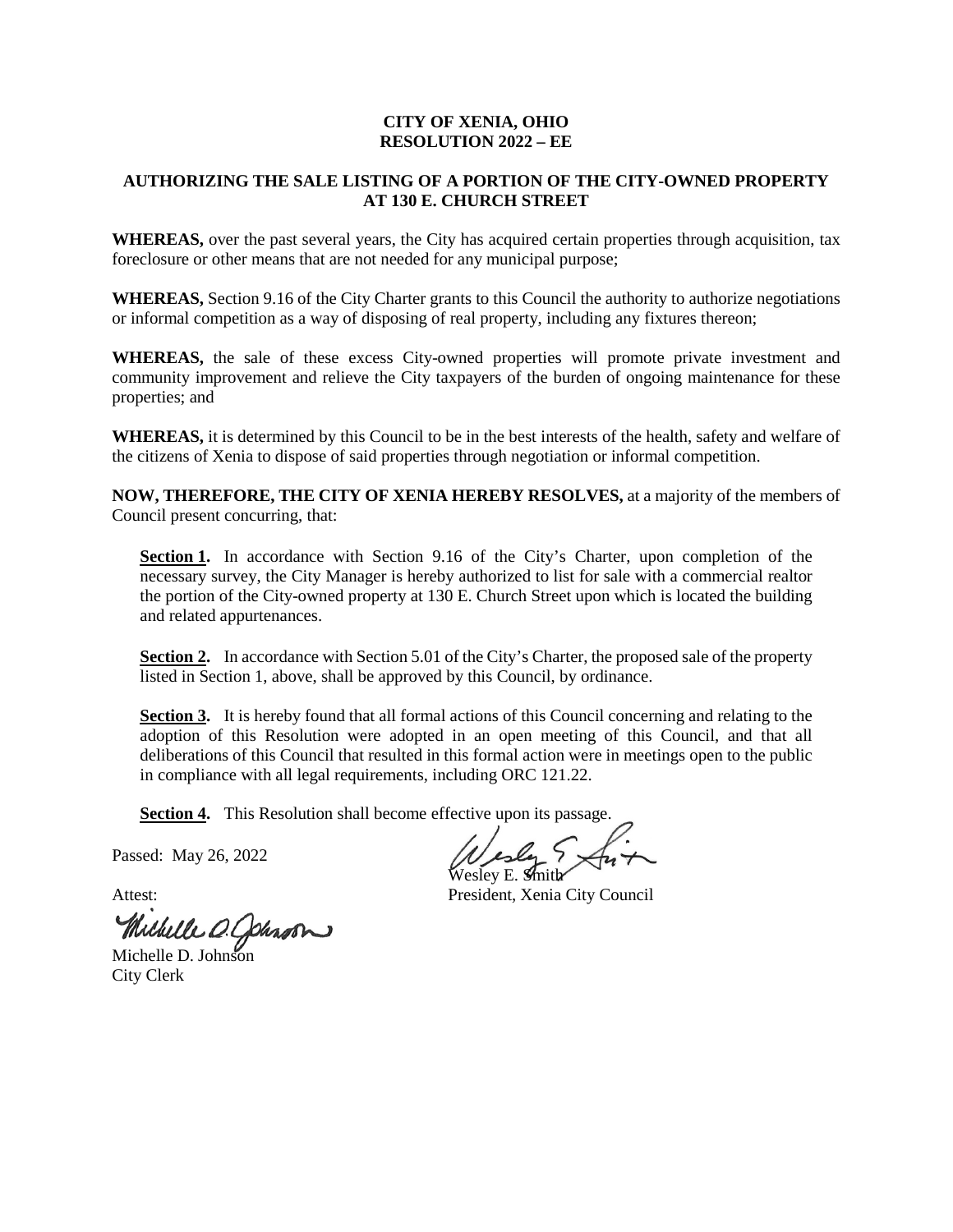# CITY OF XENIA, OHIO
# RESOLUTION 2022 – EE

## AUTHORIZING THE SALE LISTING OF A PORTION OF THE CITY-OWNED PROPERTY AT 130 E. CHURCH STREET

**WHEREAS,** over the past several years, the City has acquired certain properties through acquisition, tax foreclosure or other means that are not needed for any municipal purpose;

**WHEREAS,** Section 9.16 of the City Charter grants to this Council the authority to authorize negotiations or informal competition as a way of disposing of real property, including any fixtures thereon;

**WHEREAS,** the sale of these excess City-owned properties will promote private investment and community improvement and relieve the City taxpayers of the burden of ongoing maintenance for these properties; and

**WHEREAS,** it is determined by this Council to be in the best interests of the health, safety and welfare of the citizens of Xenia to dispose of said properties through negotiation or informal competition.

**NOW, THEREFORE, THE CITY OF XENIA HEREBY RESOLVES,** at a majority of the members of Council present concurring, that:

**Section 1.** In accordance with Section 9.16 of the City's Charter, upon completion of the necessary survey, the City Manager is hereby authorized to list for sale with a commercial realtor the portion of the City-owned property at 130 E. Church Street upon which is located the building and related appurtenances.

**Section 2.** In accordance with Section 5.01 of the City's Charter, the proposed sale of the property listed in Section 1, above, shall be approved by this Council, by ordinance.

**Section 3.** It is hereby found that all formal actions of this Council concerning and relating to the adoption of this Resolution were adopted in an open meeting of this Council, and that all deliberations of this Council that resulted in this formal action were in meetings open to the public in compliance with all legal requirements, including ORC 121.22.

**Section 4.** This Resolution shall become effective upon its passage.

Passed: May 26, 2022

Wesley E. Smith
President, Xenia City Council

Attest:

Michelle D. Johnson
City Clerk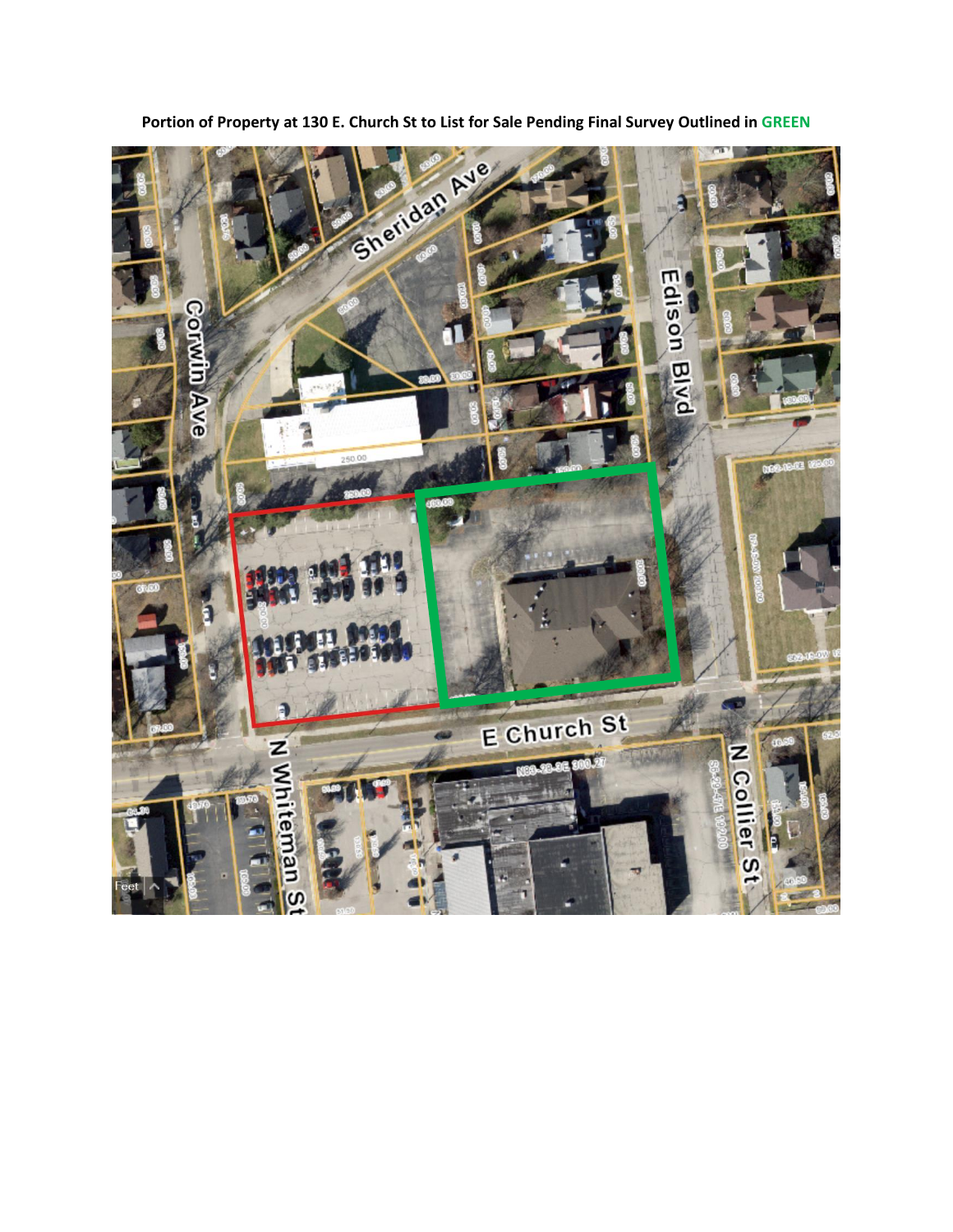**Portion of Property at 130 E. Church St to List for Sale Pending Final Survey Outlined in GREEN**

Sheridan Ave

Corwin Ave

Edison Blvd

E Church St

N Whiteman St

N Collier St

Feet